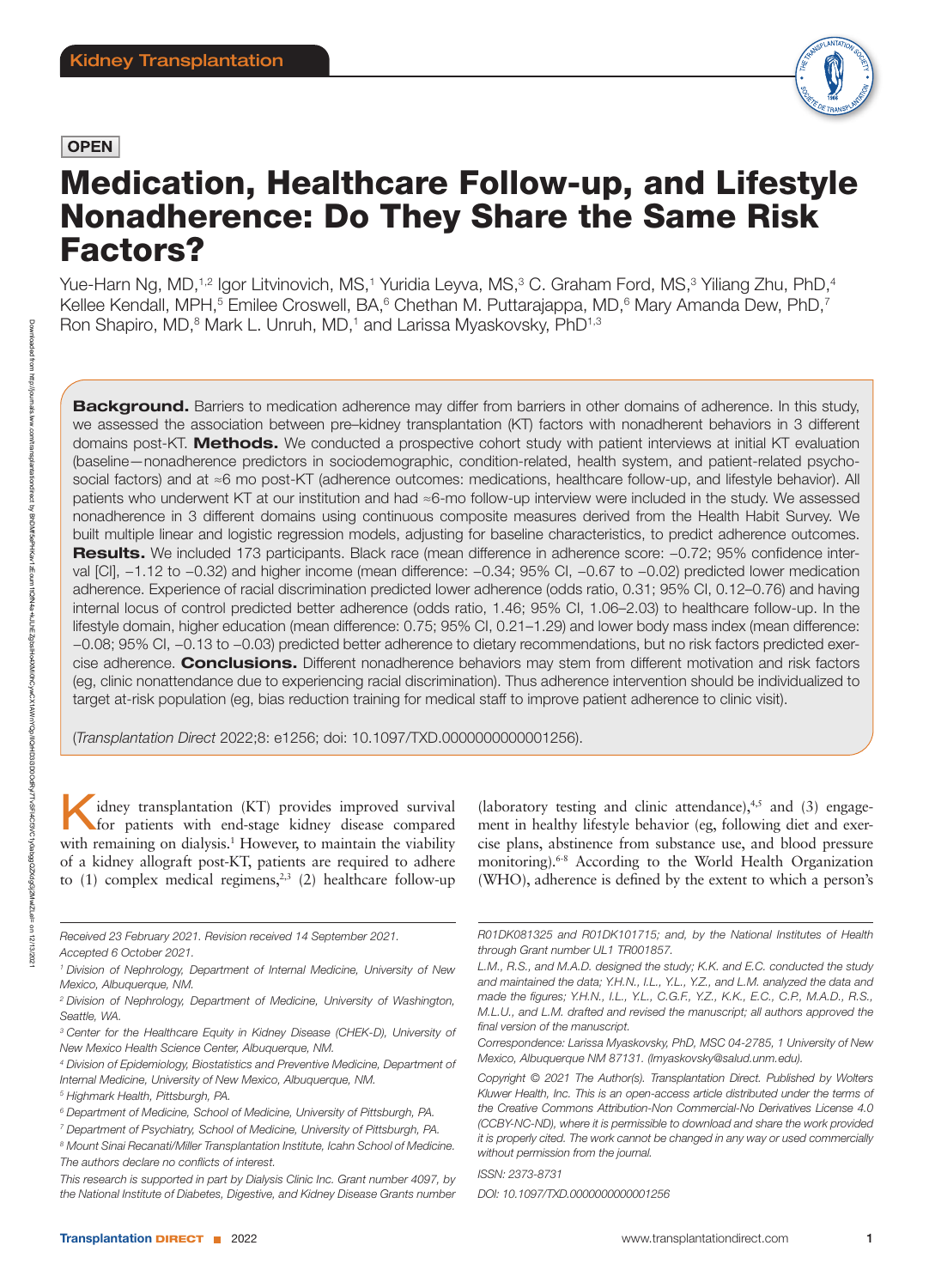Kidney Transplantation

OPEN

# Medication, Healthcare Follow-up, and Lifestyle Nonadherence: Do They Share the Same Risk Factors?

Yue-Harn Ng, MD,[1,2] Igor Litvinovich, MS,[1] Yuridia Leyva, MS,[3] C. Graham Ford, MS,[3] Yiliang Zhu, PhD,[4] Kellee Kendall, MPH,[5] Emilee Croswell, BA,[6] Chethan M. Puttarajappa, MD,[6] Mary Amanda Dew, PhD,[7] Ron Shapiro, MD,[8] Mark L. Unruh, MD,[1] and Larissa Myaskovsky, PhD[1,3]

**Background.** Barriers to medication adherence may differ from barriers in other domains of adherence. In this study, we assessed the association between pre–kidney transplantation (KT) factors with nonadherent behaviors in 3 different domains post-KT. **Methods.** We conducted a prospective cohort study with patient interviews at initial KT evaluation (baseline—nonadherence predictors in sociodemographic, condition-related, health system, and patient-related psychosocial factors) and at ≈6 mo post-KT (adherence outcomes: medications, healthcare follow-up, and lifestyle behavior). All patients who underwent KT at our institution and had ≈6-mo follow-up interview were included in the study. We assessed nonadherence in 3 different domains using continuous composite measures derived from the Health Habit Survey. We built multiple linear and logistic regression models, adjusting for baseline characteristics, to predict adherence outcomes. **Results.** We included 173 participants. Black race (mean difference in adherence score: –0.72; 95% confidence interval [CI], –1.12 to –0.32) and higher income (mean difference: –0.34; 95% CI, –0.67 to –0.02) predicted lower medication adherence. Experience of racial discrimination predicted lower adherence (odds ratio, 0.31; 95% CI, 0.12–0.76) and having internal locus of control predicted better adherence (odds ratio, 1.46; 95% CI, 1.06–2.03) to healthcare follow-up. In the lifestyle domain, higher education (mean difference: 0.75; 95% CI, 0.21–1.29) and lower body mass index (mean difference: –0.08; 95% CI, –0.13 to –0.03) predicted better adherence to dietary recommendations, but no risk factors predicted exercise adherence. **Conclusions.** Different nonadherence behaviors may stem from different motivation and risk factors (eg, clinic nonattendance due to experiencing racial discrimination). Thus adherence intervention should be individualized to target at-risk population (eg, bias reduction training for medical staff to improve patient adherence to clinic visit).

(*Transplantation Direct* 2022;8: e1256; doi: 10.1097/TXD.0000000000001256).

Kidney transplantation (KT) provides improved survival for patients with end-stage kidney disease compared with remaining on dialysis.[1] However, to maintain the viability of a kidney allograft post-KT, patients are required to adhere to (1) complex medical regimens,[2,3] (2) healthcare follow-up (laboratory testing and clinic attendance),[4,5] and (3) engagement in healthy lifestyle behavior (eg, following diet and exercise plans, abstinence from substance use, and blood pressure monitoring).[6-8] According to the World Health Organization (WHO), adherence is defined by the extent to which a person's

*Received 23 February 2021. Revision received 14 September 2021.*
*Accepted 6 October 2021.*

*[1] Division of Nephrology, Department of Internal Medicine, University of New Mexico, Albuquerque, NM.*

*[2] Division of Nephrology, Department of Medicine, University of Washington, Seattle, WA.*

*[3] Center for the Healthcare Equity in Kidney Disease (CHEK-D), University of New Mexico Health Science Center, Albuquerque, NM.*

*[4] Division of Epidemiology, Biostatistics and Preventive Medicine, Department of Internal Medicine, University of New Mexico, Albuquerque, NM.*

*[5] Highmark Health, Pittsburgh, PA.*

*[6] Department of Medicine, School of Medicine, University of Pittsburgh, PA.*

*[7] Department of Psychiatry, School of Medicine, University of Pittsburgh, PA.*

*[8] Mount Sinai Recanati/Miller Transplantation Institute, Icahn School of Medicine.*

*The authors declare no conflicts of interest.*

*This research is supported in part by Dialysis Clinic Inc. Grant number 4097, by the National Institute of Diabetes, Digestive, and Kidney Disease Grants number R01DK081325 and R01DK101715; and, by the National Institutes of Health through Grant number UL1 TR001857.*

*L.M., R.S., and M.A.D. designed the study; K.K. and E.C. conducted the study and maintained the data; Y.H.N., I.L., Y.L., Y.Z., and L.M. analyzed the data and made the figures; Y.H.N., I.L., Y.L., C.G.F., Y.Z., K.K., E.C., C.P., M.A.D., R.S., M.L.U., and L.M. drafted and revised the manuscript; all authors approved the final version of the manuscript.*

*Correspondence: Larissa Myaskovsky, PhD, MSC 04-2785, 1 University of New Mexico, Albuquerque NM 87131. (lmyaskovsky@salud.unm.edu).*

*Copyright © 2021 The Author(s). Transplantation Direct. Published by Wolters Kluwer Health, Inc. This is an open-access article distributed under the terms of the Creative Commons Attribution-Non Commercial-No Derivatives License 4.0 (CCBY-NC-ND), where it is permissible to download and share the work provided it is properly cited. The work cannot be changed in any way or used commercially without permission from the journal.*

*ISSN: 2373-8731*

*DOI: 10.1097/TXD.0000000000001256*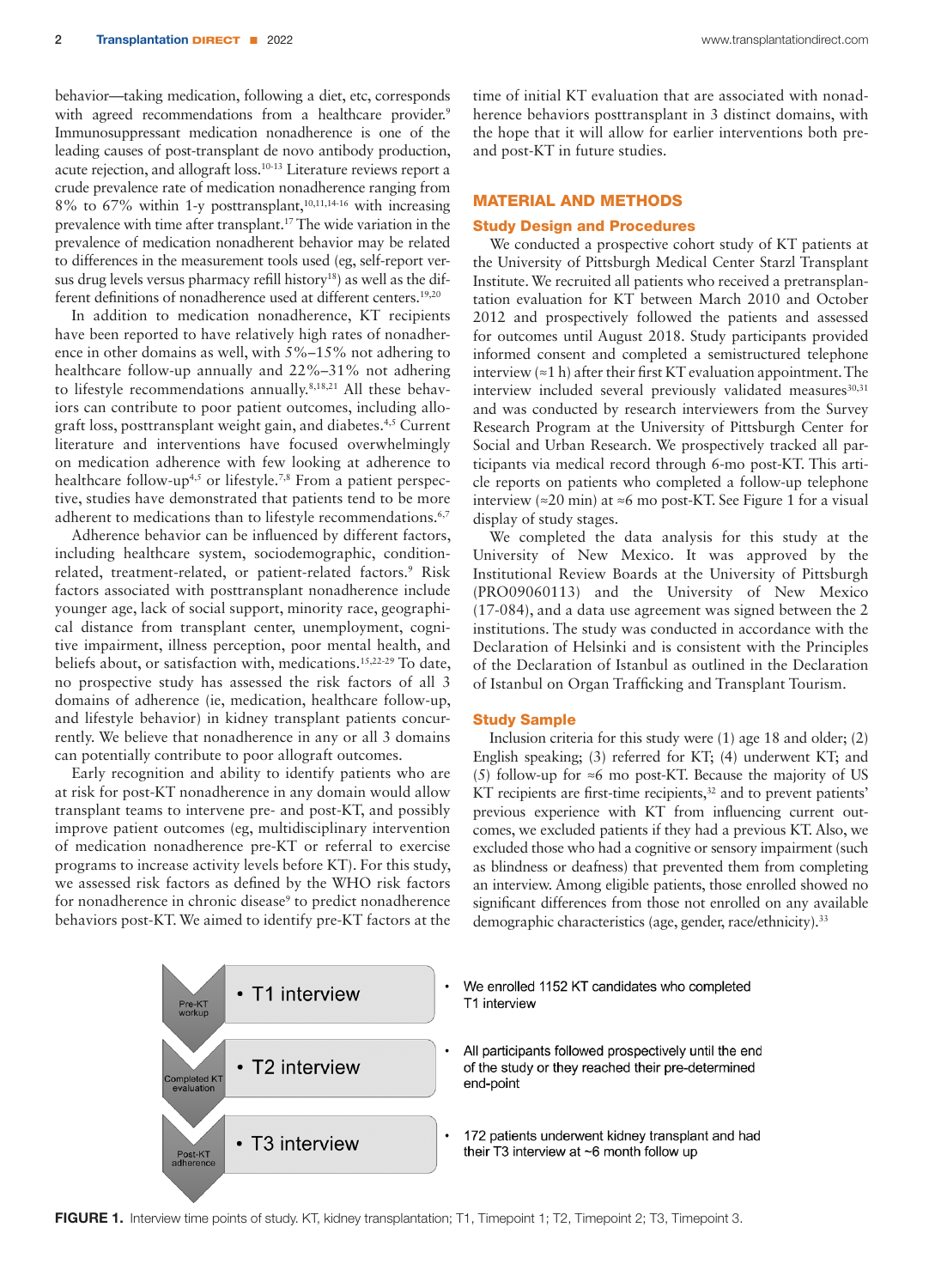behavior—taking medication, following a diet, etc, corresponds with agreed recommendations from a healthcare provider.[9] Immunosuppressant medication nonadherence is one of the leading causes of post-transplant de novo antibody production, acute rejection, and allograft loss.[10-13] Literature reviews report a crude prevalence rate of medication nonadherence ranging from 8% to 67% within 1-y posttransplant,[10,11,14-16] with increasing prevalence with time after transplant.[17] The wide variation in the prevalence of medication nonadherent behavior may be related to differences in the measurement tools used (eg, self-report versus drug levels versus pharmacy refill history[18]) as well as the different definitions of nonadherence used at different centers.[19,20]

In addition to medication nonadherence, KT recipients have been reported to have relatively high rates of nonadherence in other domains as well, with 5%–15% not adhering to healthcare follow-up annually and 22%–31% not adhering to lifestyle recommendations annually.[8,18,21] All these behaviors can contribute to poor patient outcomes, including allograft loss, posttransplant weight gain, and diabetes.[4,5] Current literature and interventions have focused overwhelmingly on medication adherence with few looking at adherence to healthcare follow-up[4,5] or lifestyle.[7,8] From a patient perspective, studies have demonstrated that patients tend to be more adherent to medications than to lifestyle recommendations.[6,7]

Adherence behavior can be influenced by different factors, including healthcare system, sociodemographic, condition-related, treatment-related, or patient-related factors.[9] Risk factors associated with posttransplant nonadherence include younger age, lack of social support, minority race, geographical distance from transplant center, unemployment, cognitive impairment, illness perception, poor mental health, and beliefs about, or satisfaction with, medications.[15,22-29] To date, no prospective study has assessed the risk factors of all 3 domains of adherence (ie, medication, healthcare follow-up, and lifestyle behavior) in kidney transplant patients concurrently. We believe that nonadherence in any or all 3 domains can potentially contribute to poor allograft outcomes.

Early recognition and ability to identify patients who are at risk for post-KT nonadherence in any domain would allow transplant teams to intervene pre- and post-KT, and possibly improve patient outcomes (eg, multidisciplinary intervention of medication nonadherence pre-KT or referral to exercise programs to increase activity levels before KT). For this study, we assessed risk factors as defined by the WHO risk factors for nonadherence in chronic disease[9] to predict nonadherence behaviors post-KT. We aimed to identify pre-KT factors at the time of initial KT evaluation that are associated with nonadherence behaviors posttransplant in 3 distinct domains, with the hope that it will allow for earlier interventions both pre- and post-KT in future studies.

## MATERIAL AND METHODS

### Study Design and Procedures

We conducted a prospective cohort study of KT patients at the University of Pittsburgh Medical Center Starzl Transplant Institute. We recruited all patients who received a pretransplantation evaluation for KT between March 2010 and October 2012 and prospectively followed the patients and assessed for outcomes until August 2018. Study participants provided informed consent and completed a semistructured telephone interview (≈1 h) after their first KT evaluation appointment. The interview included several previously validated measures[30,31] and was conducted by research interviewers from the Survey Research Program at the University of Pittsburgh Center for Social and Urban Research. We prospectively tracked all participants via medical record through 6-mo post-KT. This article reports on patients who completed a follow-up telephone interview (≈20 min) at ≈6 mo post-KT. See Figure 1 for a visual display of study stages.

We completed the data analysis for this study at the University of New Mexico. It was approved by the Institutional Review Boards at the University of Pittsburgh (PRO09060113) and the University of New Mexico (17-084), and a data use agreement was signed between the 2 institutions. The study was conducted in accordance with the Declaration of Helsinki and is consistent with the Principles of the Declaration of Istanbul as outlined in the Declaration of Istanbul on Organ Trafficking and Transplant Tourism.

### Study Sample

Inclusion criteria for this study were (1) age 18 and older; (2) English speaking; (3) referred for KT; (4) underwent KT; and (5) follow-up for ≈6 mo post-KT. Because the majority of US KT recipients are first-time recipients,[32] and to prevent patients' previous experience with KT from influencing current outcomes, we excluded patients if they had a previous KT. Also, we excluded those who had a cognitive or sensory impairment (such as blindness or deafness) that prevented them from completing an interview. Among eligible patients, those enrolled showed no significant differences from those not enrolled on any available demographic characteristics (age, gender, race/ethnicity).[33]

| Stage | Interview | Description |
| --- | --- | --- |
| Pre-KT workup | • T1 interview | • We enrolled 1152 KT candidates who completed T1 interview |
| Completed KT evaluation | • T2 interview | • All participants followed prospectively until the end of the study or they reached their pre-determined end-point |
| Post-KT adherence | • T3 interview | • 172 patients underwent kidney transplant and had their T3 interview at ~6 month follow up |

**FIGURE 1.** Interview time points of study. KT, kidney transplantation; T1, Timepoint 1; T2, Timepoint 2; T3, Timepoint 3.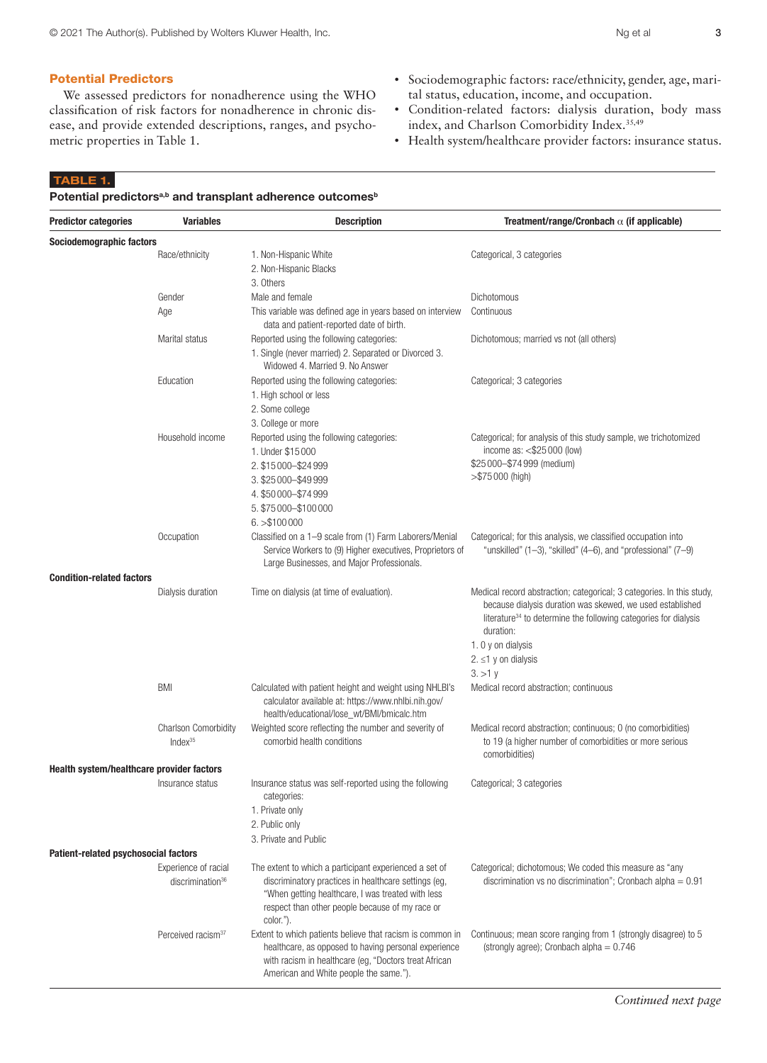## Potential Predictors

We assessed predictors for nonadherence using the WHO classification of risk factors for nonadherence in chronic disease, and provide extended descriptions, ranges, and psychometric properties in Table 1.

- Sociodemographic factors: race/ethnicity, gender, age, marital status, education, income, and occupation.
- Condition-related factors: dialysis duration, body mass index, and Charlson Comorbidity Index.[35,49]
- Health system/healthcare provider factors: insurance status.

**TABLE 1.**

**Potential predictors[a,b] and transplant adherence outcomes[b]**

| Predictor categories | Variables | Description | Treatment/range/Cronbach α (if applicable) |
|---|---|---|---|
| **Sociodemographic factors** | | | |
| | Race/ethnicity | 1. Non-Hispanic White<br>2. Non-Hispanic Blacks<br>3. Others | Categorical, 3 categories |
| | Gender | Male and female | Dichotomous |
| | Age | This variable was defined age in years based on interview data and patient-reported date of birth. | Continuous |
| | Marital status | Reported using the following categories:<br>1. Single (never married) 2. Separated or Divorced 3. Widowed 4. Married 9. No Answer | Dichotomous; married vs not (all others) |
| | Education | Reported using the following categories:<br>1. High school or less<br>2. Some college<br>3. College or more | Categorical; 3 categories |
| | Household income | Reported using the following categories:<br>1. Under $15 000<br>2. $15 000–$24 999<br>3. $25 000–$49 999<br>4. $50 000–$74 999<br>5. $75 000–$100 000<br>6. >$100 000 | Categorical; for analysis of this study sample, we trichotomized income as: <$25 000 (low)<br>$25 000–$74 999 (medium)<br>>$75 000 (high) |
| | Occupation | Classified on a 1–9 scale from (1) Farm Laborers/Menial Service Workers to (9) Higher executives, Proprietors of Large Businesses, and Major Professionals. | Categorical; for this analysis, we classified occupation into "unskilled" (1–3), "skilled" (4–6), and "professional" (7–9) |
| **Condition-related factors** | | | |
| | Dialysis duration | Time on dialysis (at time of evaluation). | Medical record abstraction; categorical; 3 categories. In this study, because dialysis duration was skewed, we used established literature[34] to determine the following categories for dialysis duration:<br>1. 0 y on dialysis<br>2. ≤1 y on dialysis<br>3. >1 y |
| | BMI | Calculated with patient height and weight using NHLBI's calculator available at: https://www.nhlbi.nih.gov/health/educational/lose_wt/BMI/bmicalc.htm | Medical record abstraction; continuous |
| | Charlson Comorbidity Index[35] | Weighted score reflecting the number and severity of comorbid health conditions | Medical record abstraction; continuous; 0 (no comorbidities) to 19 (a higher number of comorbidities or more serious comorbidities) |
| **Health system/healthcare provider factors** | | | |
| | Insurance status | Insurance status was self-reported using the following categories:<br>1. Private only<br>2. Public only<br>3. Private and Public | Categorical; 3 categories |
| **Patient-related psychosocial factors** | | | |
| | Experience of racial discrimination[36] | The extent to which a participant experienced a set of discriminatory practices in healthcare settings (eg, "When getting healthcare, I was treated with less respect than other people because of my race or color."). | Categorical; dichotomous; We coded this measure as "any discrimination vs no discrimination"; Cronbach alpha = 0.91 |
| | Perceived racism[37] | Extent to which patients believe that racism is common in healthcare, as opposed to having personal experience with racism in healthcare (eg, "Doctors treat African American and White people the same."). | Continuous; mean score ranging from 1 (strongly disagree) to 5 (strongly agree); Cronbach alpha = 0.746 |

*Continued next page*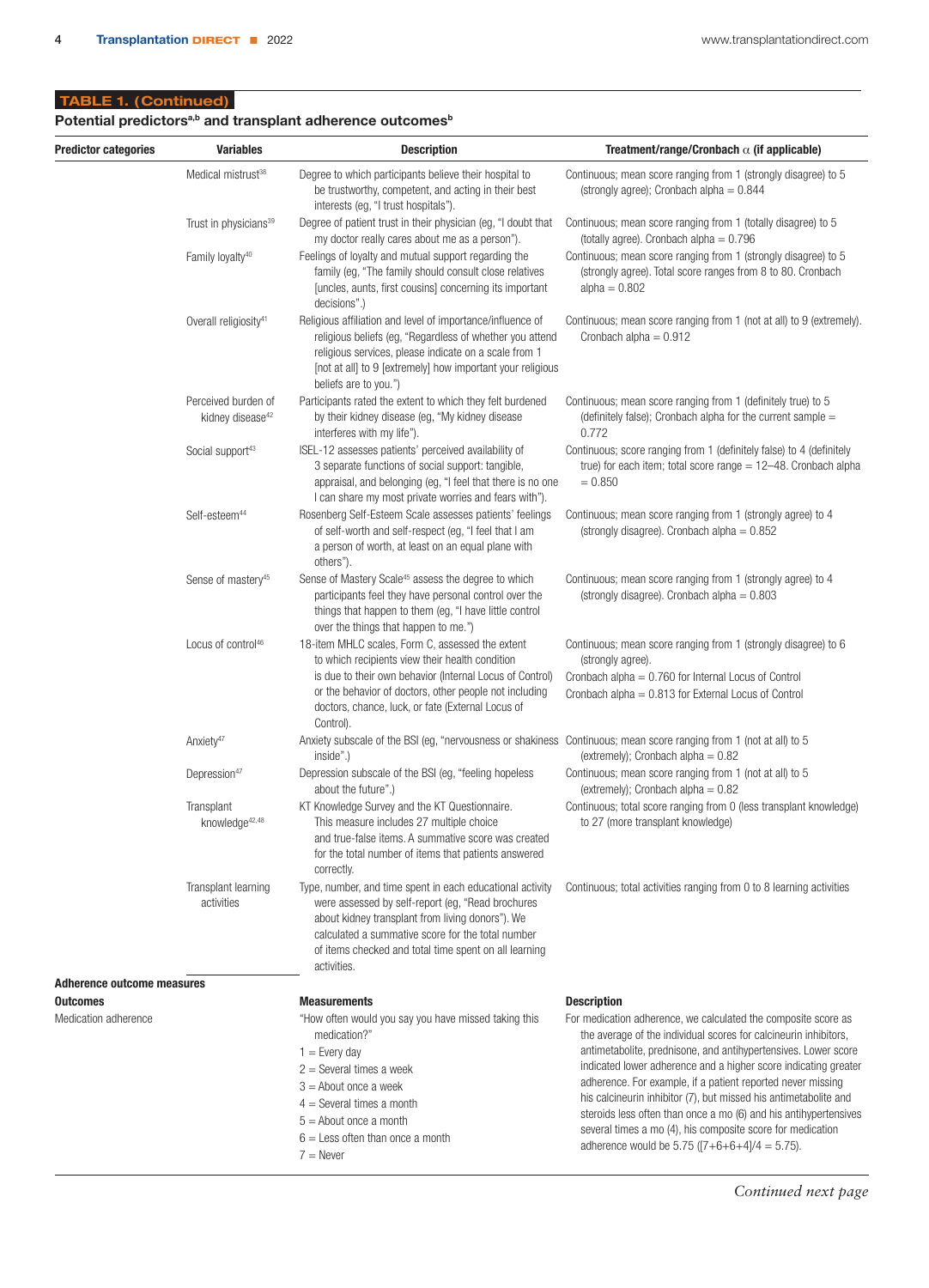**TABLE 1. (Continued)**

**Potential predictors[a,b] and transplant adherence outcomes[b]**

| Predictor categories | Variables | Description | Treatment/range/Cronbach α (if applicable) |
|---|---|---|---|
| | Medical mistrust[38] | Degree to which participants believe their hospital to be trustworthy, competent, and acting in their best interests (eg, "I trust hospitals"). | Continuous; mean score ranging from 1 (strongly disagree) to 5 (strongly agree); Cronbach alpha = 0.844 |
| | Trust in physicians[39] | Degree of patient trust in their physician (eg, "I doubt that my doctor really cares about me as a person"). | Continuous; mean score ranging from 1 (totally disagree) to 5 (totally agree). Cronbach alpha = 0.796 |
| | Family loyalty[40] | Feelings of loyalty and mutual support regarding the family (eg, "The family should consult close relatives [uncles, aunts, first cousins] concerning its important decisions".) | Continuous; mean score ranging from 1 (strongly disagree) to 5 (strongly agree). Total score ranges from 8 to 80. Cronbach alpha = 0.802 |
| | Overall religiosity[41] | Religious affiliation and level of importance/influence of religious beliefs (eg, "Regardless of whether you attend religious services, please indicate on a scale from 1 [not at all] to 9 [extremely] how important your religious beliefs are to you.") | Continuous; mean score ranging from 1 (not at all) to 9 (extremely). Cronbach alpha = 0.912 |
| | Perceived burden of kidney disease[42] | Participants rated the extent to which they felt burdened by their kidney disease (eg, "My kidney disease interferes with my life"). | Continuous; mean score ranging from 1 (definitely true) to 5 (definitely false); Cronbach alpha for the current sample = 0.772 |
| | Social support[43] | ISEL-12 assesses patients' perceived availability of 3 separate functions of social support: tangible, appraisal, and belonging (eg, "I feel that there is no one I can share my most private worries and fears with"). | Continuous; score ranging from 1 (definitely false) to 4 (definitely true) for each item; total score range = 12–48. Cronbach alpha = 0.850 |
| | Self-esteem[44] | Rosenberg Self-Esteem Scale assesses patients' feelings of self-worth and self-respect (eg, "I feel that I am a person of worth, at least on an equal plane with others"). | Continuous; mean score ranging from 1 (strongly agree) to 4 (strongly disagree). Cronbach alpha = 0.852 |
| | Sense of mastery[45] | Sense of Mastery Scale[45] assess the degree to which participants feel they have personal control over the things that happen to them (eg, "I have little control over the things that happen to me.") | Continuous; mean score ranging from 1 (strongly agree) to 4 (strongly disagree). Cronbach alpha = 0.803 |
| | Locus of control[46] | 18-item MHLC scales, Form C, assessed the extent to which recipients view their health condition is due to their own behavior (Internal Locus of Control) or the behavior of doctors, other people not including doctors, chance, luck, or fate (External Locus of Control). | Continuous; mean score ranging from 1 (strongly disagree) to 6 (strongly agree).<br>Cronbach alpha = 0.760 for Internal Locus of Control<br>Cronbach alpha = 0.813 for External Locus of Control |
| | Anxiety[47] | Anxiety subscale of the BSI (eg, "nervousness or shakiness inside".) | Continuous; mean score ranging from 1 (not at all) to 5 (extremely); Cronbach alpha = 0.82 |
| | Depression[47] | Depression subscale of the BSI (eg, "feeling hopeless about the future".) | Continuous; mean score ranging from 1 (not at all) to 5 (extremely); Cronbach alpha = 0.82 |
| | Transplant knowledge[42,48] | KT Knowledge Survey and the KT Questionnaire. This measure includes 27 multiple choice and true-false items. A summative score was created for the total number of items that patients answered correctly. | Continuous; total score ranging from 0 (less transplant knowledge) to 27 (more transplant knowledge) |
| | Transplant learning activities | Type, number, and time spent in each educational activity were assessed by self-report (eg, "Read brochures about kidney transplant from living donors"). We calculated a summative score for the total number of items checked and total time spent on all learning activities. | Continuous; total activities ranging from 0 to 8 learning activities |
| **Adherence outcome measures** | | | |
| **Outcomes** | | **Measurements** | **Description** |
| Medication adherence | | "How often would you say you have missed taking this medication?"<br>1 = Every day<br>2 = Several times a week<br>3 = About once a week<br>4 = Several times a month<br>5 = About once a month<br>6 = Less often than once a month<br>7 = Never | For medication adherence, we calculated the composite score as the average of the individual scores for calcineurin inhibitors, antimetabolite, prednisone, and antihypertensives. Lower score indicated lower adherence and a higher score indicating greater adherence. For example, if a patient reported never missing his calcineurin inhibitor (7), but missed his antimetabolite and steroids less often than once a mo (6) and his antihypertensives several times a mo (4), his composite score for medication adherence would be 5.75 ([7+6+6+4]/4 = 5.75). |

*Continued next page*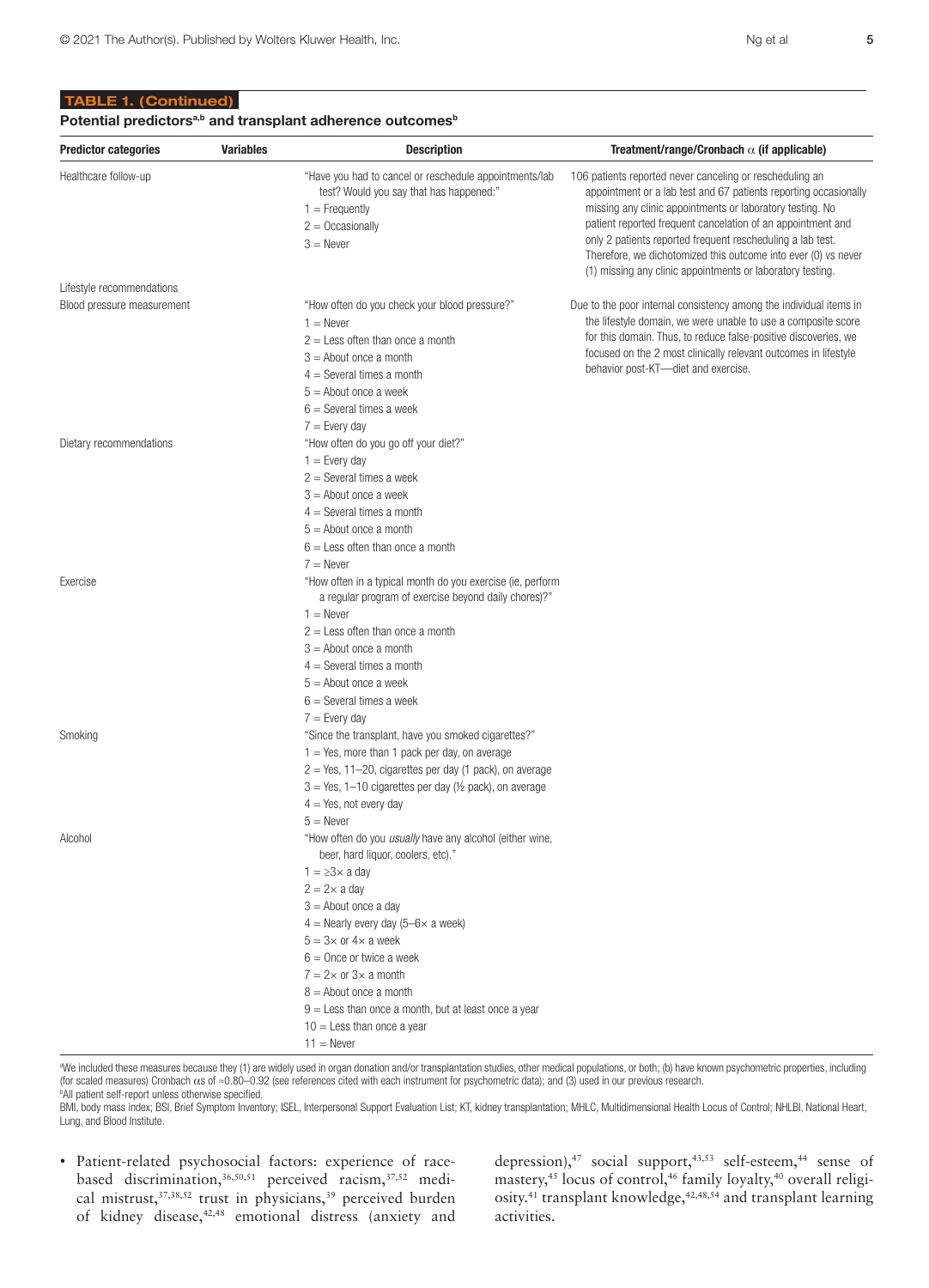**TABLE 1. (Continued)**

**Potential predictors[a,b] and transplant adherence outcomes[b]**

| Predictor categories | Variables | Description | Treatment/range/Cronbach α (if applicable) |
|---|---|---|---|
| Healthcare follow-up | | "Have you had to cancel or reschedule appointments/lab test? Would you say that has happened:"<br>1 = Frequently<br>2 = Occasionally<br>3 = Never | 106 patients reported never canceling or rescheduling an appointment or a lab test and 67 patients reporting occasionally missing any clinic appointments or laboratory testing. No patient reported frequent cancelation of an appointment and only 2 patients reported frequent rescheduling a lab test. Therefore, we dichotomized this outcome into ever (0) vs never (1) missing any clinic appointments or laboratory testing. |
| Lifestyle recommendations | | | |
| Blood pressure measurement | | "How often do you check your blood pressure?"<br>1 = Never<br>2 = Less often than once a month<br>3 = About once a month<br>4 = Several times a month<br>5 = About once a week<br>6 = Several times a week<br>7 = Every day | Due to the poor internal consistency among the individual items in the lifestyle domain, we were unable to use a composite score for this domain. Thus, to reduce false-positive discoveries, we focused on the 2 most clinically relevant outcomes in lifestyle behavior post-KT—diet and exercise. |
| Dietary recommendations | | "How often do you go off your diet?"<br>1 = Every day<br>2 = Several times a week<br>3 = About once a week<br>4 = Several times a month<br>5 = About once a month<br>6 = Less often than once a month<br>7 = Never | |
| Exercise | | "How often in a typical month do you exercise (ie, perform a regular program of exercise beyond daily chores)?"<br>1 = Never<br>2 = Less often than once a month<br>3 = About once a month<br>4 = Several times a month<br>5 = About once a week<br>6 = Several times a week<br>7 = Every day | |
| Smoking | | "Since the transplant, have you smoked cigarettes?"<br>1 = Yes, more than 1 pack per day, on average<br>2 = Yes, 11–20, cigarettes per day (1 pack), on average<br>3 = Yes, 1–10 cigarettes per day (½ pack), on average<br>4 = Yes, not every day<br>5 = Never | |
| Alcohol | | "How often do you *usually* have any alcohol (either wine, beer, hard liquor, coolers, etc)."<br>1 = ≥3× a day<br>2 = 2× a day<br>3 = About once a day<br>4 = Nearly every day (5–6× a week)<br>5 = 3× or 4× a week<br>6 = Once or twice a week<br>7 = 2× or 3× a month<br>8 = About once a month<br>9 = Less than once a month, but at least once a year<br>10 = Less than once a year<br>11 = Never | |

[a]We included these measures because they (1) are widely used in organ donation and/or transplantation studies, other medical populations, or both; (b) have known psychometric properties, including (for scaled measures) Cronbach αs of ≈0.80–0.92 (see references cited with each instrument for psychometric data); and (3) used in our previous research.

[b]All patient self-report unless otherwise specified.

BMI, body mass index; BSI, Brief Symptom Inventory; ISEL, Interpersonal Support Evaluation List; KT, kidney transplantation; MHLC, Multidimensional Health Locus of Control; NHLBI, National Heart, Lung, and Blood Institute.

- Patient-related psychosocial factors: experience of race-based discrimination,[36,50,51] perceived racism,[37,52] medical mistrust,[37,38,52] trust in physicians,[39] perceived burden of kidney disease,[42,48] emotional distress (anxiety and depression),[47] social support,[43,53] self-esteem,[44] sense of mastery,[45] locus of control,[46] family loyalty,[40] overall religiosity.[41] transplant knowledge,[42,48,54] and transplant learning activities.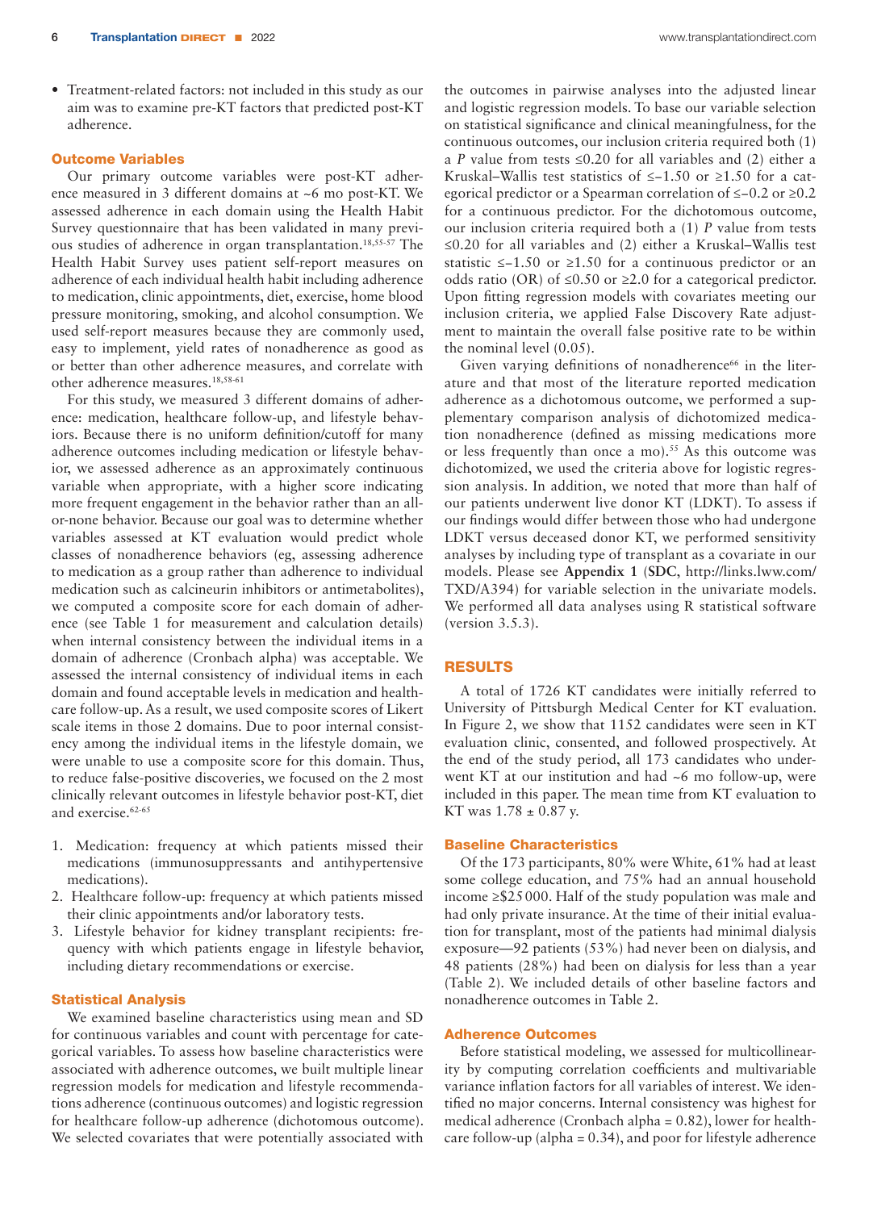- Treatment-related factors: not included in this study as our aim was to examine pre-KT factors that predicted post-KT adherence.

### Outcome Variables

Our primary outcome variables were post-KT adherence measured in 3 different domains at ~6 mo post-KT. We assessed adherence in each domain using the Health Habit Survey questionnaire that has been validated in many previous studies of adherence in organ transplantation.[18,55-57] The Health Habit Survey uses patient self-report measures on adherence of each individual health habit including adherence to medication, clinic appointments, diet, exercise, home blood pressure monitoring, smoking, and alcohol consumption. We used self-report measures because they are commonly used, easy to implement, yield rates of nonadherence as good as or better than other adherence measures, and correlate with other adherence measures.[18,58-61]

For this study, we measured 3 different domains of adherence: medication, healthcare follow-up, and lifestyle behaviors. Because there is no uniform definition/cutoff for many adherence outcomes including medication or lifestyle behavior, we assessed adherence as an approximately continuous variable when appropriate, with a higher score indicating more frequent engagement in the behavior rather than an all-or-none behavior. Because our goal was to determine whether variables assessed at KT evaluation would predict whole classes of nonadherence behaviors (eg, assessing adherence to medication as a group rather than adherence to individual medication such as calcineurin inhibitors or antimetabolites), we computed a composite score for each domain of adherence (see Table 1 for measurement and calculation details) when internal consistency between the individual items in a domain of adherence (Cronbach alpha) was acceptable. We assessed the internal consistency of individual items in each domain and found acceptable levels in medication and healthcare follow-up. As a result, we used composite scores of Likert scale items in those 2 domains. Due to poor internal consistency among the individual items in the lifestyle domain, we were unable to use a composite score for this domain. Thus, to reduce false-positive discoveries, we focused on the 2 most clinically relevant outcomes in lifestyle behavior post-KT, diet and exercise.[62-65]

1. Medication: frequency at which patients missed their medications (immunosuppressants and antihypertensive medications).
2. Healthcare follow-up: frequency at which patients missed their clinic appointments and/or laboratory tests.
3. Lifestyle behavior for kidney transplant recipients: frequency with which patients engage in lifestyle behavior, including dietary recommendations or exercise.

### Statistical Analysis

We examined baseline characteristics using mean and SD for continuous variables and count with percentage for categorical variables. To assess how baseline characteristics were associated with adherence outcomes, we built multiple linear regression models for medication and lifestyle recommendations adherence (continuous outcomes) and logistic regression for healthcare follow-up adherence (dichotomous outcome). We selected covariates that were potentially associated with the outcomes in pairwise analyses into the adjusted linear and logistic regression models. To base our variable selection on statistical significance and clinical meaningfulness, for the continuous outcomes, our inclusion criteria required both (1) a *P* value from tests ≤0.20 for all variables and (2) either a Kruskal–Wallis test statistics of ≤−1.50 or ≥1.50 for a categorical predictor or a Spearman correlation of ≤−0.2 or ≥0.2 for a continuous predictor. For the dichotomous outcome, our inclusion criteria required both a (1) *P* value from tests ≤0.20 for all variables and (2) either a Kruskal–Wallis test statistic ≤−1.50 or ≥1.50 for a continuous predictor or an odds ratio (OR) of ≤0.50 or ≥2.0 for a categorical predictor. Upon fitting regression models with covariates meeting our inclusion criteria, we applied False Discovery Rate adjustment to maintain the overall false positive rate to be within the nominal level (0.05).

Given varying definitions of nonadherence[66] in the literature and that most of the literature reported medication adherence as a dichotomous outcome, we performed a supplementary comparison analysis of dichotomized medication nonadherence (defined as missing medications more or less frequently than once a mo).[55] As this outcome was dichotomized, we used the criteria above for logistic regression analysis. In addition, we noted that more than half of our patients underwent live donor KT (LDKT). To assess if our findings would differ between those who had undergone LDKT versus deceased donor KT, we performed sensitivity analyses by including type of transplant as a covariate in our models. Please see **Appendix 1** (**SDC**, http://links.lww.com/TXD/A394) for variable selection in the univariate models. We performed all data analyses using R statistical software (version 3.5.3).

## RESULTS

A total of 1726 KT candidates were initially referred to University of Pittsburgh Medical Center for KT evaluation. In Figure 2, we show that 1152 candidates were seen in KT evaluation clinic, consented, and followed prospectively. At the end of the study period, all 173 candidates who underwent KT at our institution and had ~6 mo follow-up, were included in this paper. The mean time from KT evaluation to KT was 1.78 ± 0.87 y.

### Baseline Characteristics

Of the 173 participants, 80% were White, 61% had at least some college education, and 75% had an annual household income ≥\$25 000. Half of the study population was male and had only private insurance. At the time of their initial evaluation for transplant, most of the patients had minimal dialysis exposure—92 patients (53%) had never been on dialysis, and 48 patients (28%) had been on dialysis for less than a year (Table 2). We included details of other baseline factors and nonadherence outcomes in Table 2.

### Adherence Outcomes

Before statistical modeling, we assessed for multicollinearity by computing correlation coefficients and multivariable variance inflation factors for all variables of interest. We identified no major concerns. Internal consistency was highest for medical adherence (Cronbach alpha = 0.82), lower for healthcare follow-up (alpha = 0.34), and poor for lifestyle adherence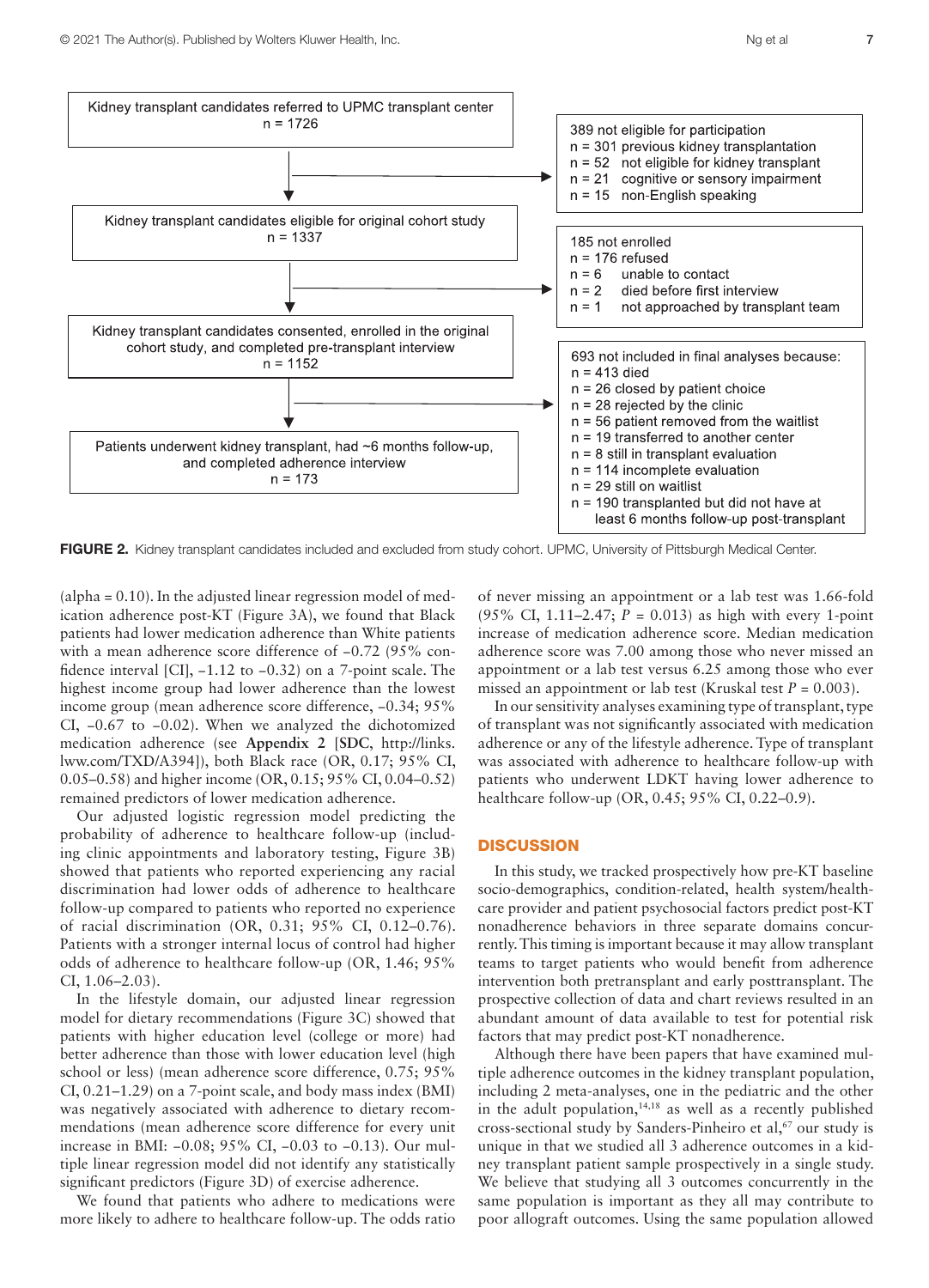Kidney transplant candidates referred to UPMC transplant center
n = 1726

389 not eligible for participation
n = 301 previous kidney transplantation
n = 52 not eligible for kidney transplant
n = 21 cognitive or sensory impairment
n = 15 non-English speaking

Kidney transplant candidates eligible for original cohort study
n = 1337

185 not enrolled
n = 176 refused
n = 6 unable to contact
n = 2 died before first interview
n = 1 not approached by transplant team

Kidney transplant candidates consented, enrolled in the original cohort study, and completed pre-transplant interview
n = 1152

693 not included in final analyses because:
n = 413 died
n = 26 closed by patient choice
n = 28 rejected by the clinic
n = 56 patient removed from the waitlist
n = 19 transferred to another center
n = 8 still in transplant evaluation
n = 114 incomplete evaluation
n = 29 still on waitlist
n = 190 transplanted but did not have at least 6 months follow-up post-transplant

Patients underwent kidney transplant, had ~6 months follow-up, and completed adherence interview
n = 173

**FIGURE 2.** Kidney transplant candidates included and excluded from study cohort. UPMC, University of Pittsburgh Medical Center.

(alpha = 0.10). In the adjusted linear regression model of medication adherence post-KT (Figure 3A), we found that Black patients had lower medication adherence than White patients with a mean adherence score difference of −0.72 (95% confidence interval [CI], −1.12 to −0.32) on a 7-point scale. The highest income group had lower adherence than the lowest income group (mean adherence score difference, −0.34; 95% CI, −0.67 to −0.02). When we analyzed the dichotomized medication adherence (see **Appendix 2** [**SDC**, http://links.lww.com/TXD/A394]), both Black race (OR, 0.17; 95% CI, 0.05–0.58) and higher income (OR, 0.15; 95% CI, 0.04–0.52) remained predictors of lower medication adherence.

Our adjusted logistic regression model predicting the probability of adherence to healthcare follow-up (including clinic appointments and laboratory testing, Figure 3B) showed that patients who reported experiencing any racial discrimination had lower odds of adherence to healthcare follow-up compared to patients who reported no experience of racial discrimination (OR, 0.31; 95% CI, 0.12–0.76). Patients with a stronger internal locus of control had higher odds of adherence to healthcare follow-up (OR, 1.46; 95% CI, 1.06–2.03).

In the lifestyle domain, our adjusted linear regression model for dietary recommendations (Figure 3C) showed that patients with higher education level (college or more) had better adherence than those with lower education level (high school or less) (mean adherence score difference, 0.75; 95% CI, 0.21–1.29) on a 7-point scale, and body mass index (BMI) was negatively associated with adherence to dietary recommendations (mean adherence score difference for every unit increase in BMI: −0.08; 95% CI, −0.03 to −0.13). Our multiple linear regression model did not identify any statistically significant predictors (Figure 3D) of exercise adherence.

We found that patients who adhere to medications were more likely to adhere to healthcare follow-up. The odds ratio of never missing an appointment or a lab test was 1.66-fold (95% CI, 1.11–2.47; $P$ = 0.013) as high with every 1-point increase of medication adherence score. Median medication adherence score was 7.00 among those who never missed an appointment or a lab test versus 6.25 among those who ever missed an appointment or lab test (Kruskal test $P$ = 0.003).

In our sensitivity analyses examining type of transplant, type of transplant was not significantly associated with medication adherence or any of the lifestyle adherence. Type of transplant was associated with adherence to healthcare follow-up with patients who underwent LDKT having lower adherence to healthcare follow-up (OR, 0.45; 95% CI, 0.22–0.9).

## DISCUSSION

In this study, we tracked prospectively how pre-KT baseline socio-demographics, condition-related, health system/healthcare provider and patient psychosocial factors predict post-KT nonadherence behaviors in three separate domains concurrently. This timing is important because it may allow transplant teams to target patients who would benefit from adherence intervention both pretransplant and early posttransplant. The prospective collection of data and chart reviews resulted in an abundant amount of data available to test for potential risk factors that may predict post-KT nonadherence.

Although there have been papers that examined multiple adherence outcomes in the kidney transplant population, including 2 meta-analyses, one in the pediatric and the other in the adult population,[14,18] as well as a recently published cross-sectional study by Sanders-Pinheiro et al,[67] our study is unique in that we studied all 3 adherence outcomes in a kidney transplant patient sample prospectively in a single study. We believe that studying all 3 outcomes concurrently in the same population is important as they all may contribute to poor allograft outcomes. Using the same population allowed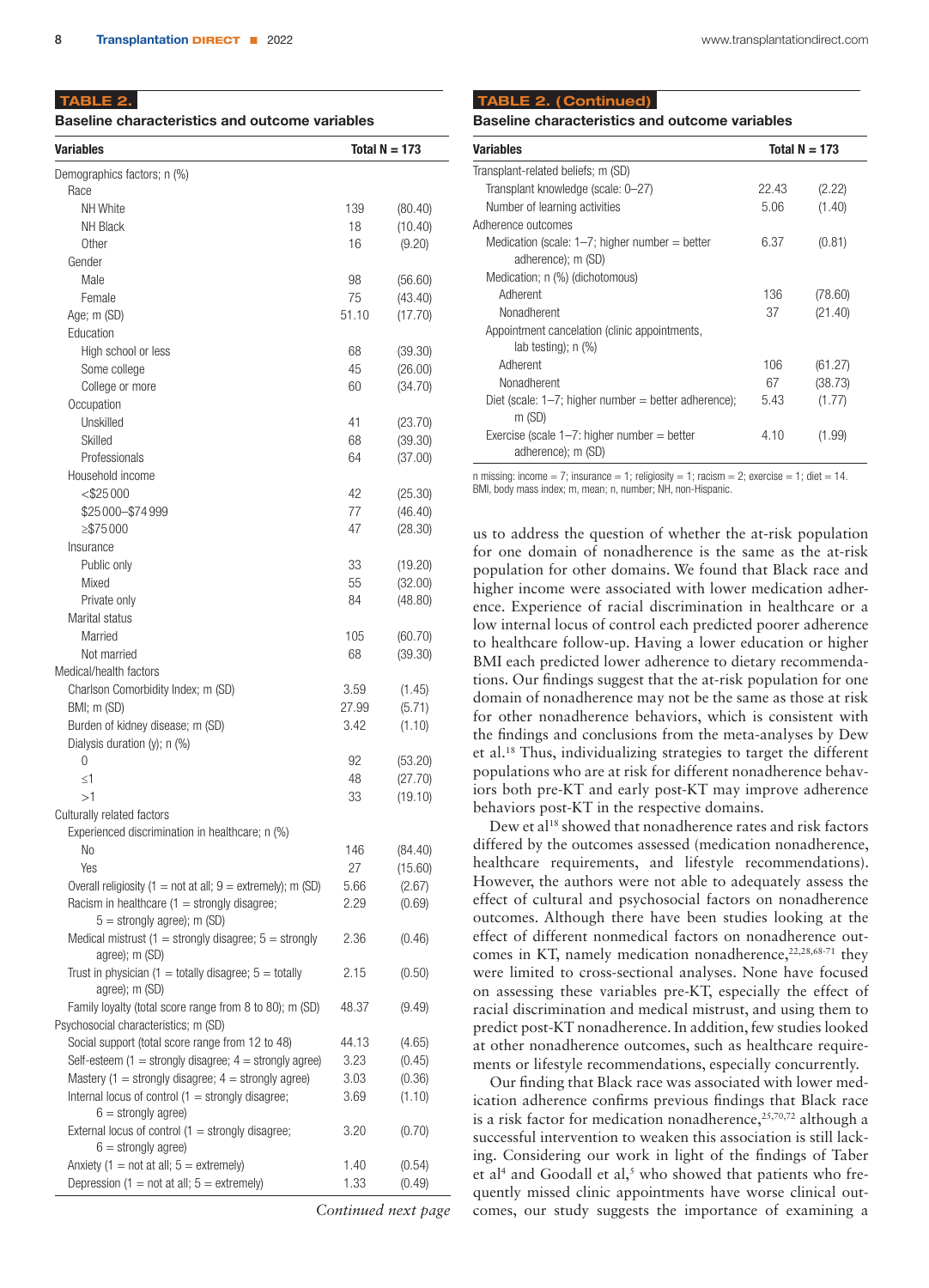**TABLE 2.**

**Baseline characteristics and outcome variables**

| Variables | Total N = 173 | |
|---|---|---|
| Demographics factors; n (%) | | |
| Race | | |
| NH White | 139 | (80.40) |
| NH Black | 18 | (10.40) |
| Other | 16 | (9.20) |
| Gender | | |
| Male | 98 | (56.60) |
| Female | 75 | (43.40) |
| Age; m (SD) | 51.10 | (17.70) |
| Education | | |
| High school or less | 68 | (39.30) |
| Some college | 45 | (26.00) |
| College or more | 60 | (34.70) |
| Occupation | | |
| Unskilled | 41 | (23.70) |
| Skilled | 68 | (39.30) |
| Professionals | 64 | (37.00) |
| Household income | | |
| <$25 000 | 42 | (25.30) |
| $25 000–$74 999 | 77 | (46.40) |
| ≥$75 000 | 47 | (28.30) |
| Insurance | | |
| Public only | 33 | (19.20) |
| Mixed | 55 | (32.00) |
| Private only | 84 | (48.80) |
| Marital status | | |
| Married | 105 | (60.70) |
| Not married | 68 | (39.30) |
| Medical/health factors | | |
| Charlson Comorbidity Index; m (SD) | 3.59 | (1.45) |
| BMI; m (SD) | 27.99 | (5.71) |
| Burden of kidney disease; m (SD) | 3.42 | (1.10) |
| Dialysis duration (y); n (%) | | |
| 0 | 92 | (53.20) |
| ≤1 | 48 | (27.70) |
| >1 | 33 | (19.10) |
| Culturally related factors | | |
| Experienced discrimination in healthcare; n (%) | | |
| No | 146 | (84.40) |
| Yes | 27 | (15.60) |
| Overall religiosity (1 = not at all; 9 = extremely); m (SD) | 5.66 | (2.67) |
| Racism in healthcare (1 = strongly disagree; 5 = strongly agree); m (SD) | 2.29 | (0.69) |
| Medical mistrust (1 = strongly disagree; 5 = strongly agree); m (SD) | 2.36 | (0.46) |
| Trust in physician (1 = totally disagree; 5 = totally agree); m (SD) | 2.15 | (0.50) |
| Family loyalty (total score range from 8 to 80); m (SD) | 48.37 | (9.49) |
| Psychosocial characteristics; m (SD) | | |
| Social support (total score range from 12 to 48) | 44.13 | (4.65) |
| Self-esteem (1 = strongly disagree; 4 = strongly agree) | 3.23 | (0.45) |
| Mastery (1 = strongly disagree; 4 = strongly agree) | 3.03 | (0.36) |
| Internal locus of control (1 = strongly disagree; 6 = strongly agree) | 3.69 | (1.10) |
| External locus of control (1 = strongly disagree; 6 = strongly agree) | 3.20 | (0.70) |
| Anxiety (1 = not at all; 5 = extremely) | 1.40 | (0.54) |
| Depression (1 = not at all; 5 = extremely) | 1.33 | (0.49) |
| Transplant-related beliefs; m (SD) | | |
| Transplant knowledge (scale: 0–27) | 22.43 | (2.22) |
| Number of learning activities | 5.06 | (1.40) |
| Adherence outcomes | | |
| Medication (scale: 1–7; higher number = better adherence); m (SD) | 6.37 | (0.81) |
| Medication; n (%) (dichotomous) | | |
| Adherent | 136 | (78.60) |
| Nonadherent | 37 | (21.40) |
| Appointment cancelation (clinic appointments, lab testing); n (%) | | |
| Adherent | 106 | (61.27) |
| Nonadherent | 67 | (38.73) |
| Diet (scale: 1–7; higher number = better adherence); m (SD) | 5.43 | (1.77) |
| Exercise (scale 1–7: higher number = better adherence); m (SD) | 4.10 | (1.99) |

n missing: income = 7; insurance = 1; religiosity = 1; racism = 2; exercise = 1; diet = 14.
BMI, body mass index; m, mean; n, number; NH, non-Hispanic.

us to address the question of whether the at-risk population for one domain of nonadherence is the same as the at-risk population for other domains. We found that Black race and higher income were associated with lower medication adherence. Experience of racial discrimination in healthcare or a low internal locus of control each predicted poorer adherence to healthcare follow-up. Having a lower education or higher BMI each predicted lower adherence to dietary recommendations. Our findings suggest that the at-risk population for one domain of nonadherence may not be the same as those at risk for other nonadherence behaviors, which is consistent with the findings and conclusions from the meta-analyses by Dew et al.[18] Thus, individualizing strategies to target the different populations who are at risk for different nonadherence behaviors both pre-KT and early post-KT may improve adherence behaviors post-KT in the respective domains.

Dew et al[18] showed that nonadherence rates and risk factors differed by the outcomes assessed (medication nonadherence, healthcare requirements, and lifestyle recommendations). However, the authors were not able to adequately assess the effect of cultural and psychosocial factors on nonadherence outcomes. Although there have been studies looking at the effect of different nonmedical factors on nonadherence outcomes in KT, namely medication nonadherence,[22,28,68-71] they were limited to cross-sectional analyses. None have focused on assessing these variables pre-KT, especially the effect of racial discrimination and medical mistrust, and using them to predict post-KT nonadherence. In addition, few studies looked at other nonadherence outcomes, such as healthcare requirements or lifestyle recommendations, especially concurrently.

Our finding that Black race was associated with lower medication adherence confirms previous findings that Black race is a risk factor for medication nonadherence,[25,70,72] although a successful intervention to weaken this association is still lacking. Considering our work in light of the findings of Taber et al[4] and Goodall et al,[5] who showed that patients who frequently missed clinic appointments have worse clinical outcomes, our study suggests the importance of examining a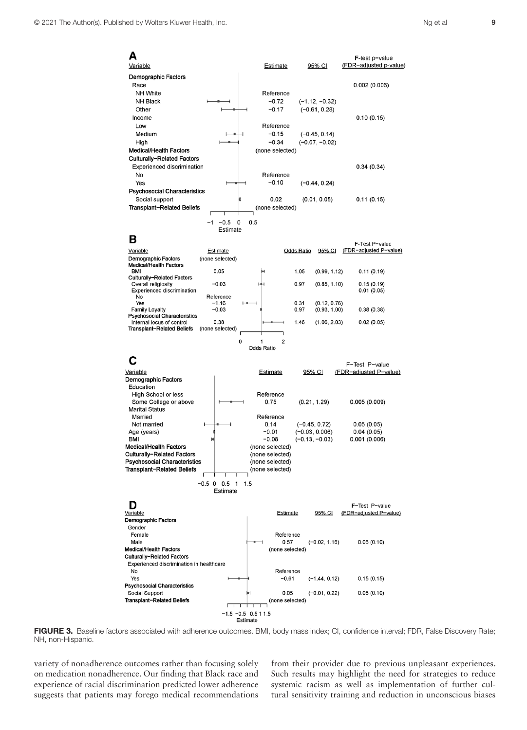**A**

| Variable | Estimate | 95% CI | F-test p-value (FDR-adjusted p-value) |
|---|---|---|---|
| **Demographic Factors** | | | |
| Race | | | 0.002 (0.006) |
| NH White | Reference | | |
| NH Black | −0.72 | (−1.12, −0.32) | |
| Other | −0.17 | (−0.61, 0.28) | |
| Income | | | 0.10 (0.15) |
| Low | Reference | | |
| Medium | −0.15 | (−0.45, 0.14) | |
| High | −0.34 | (−0.67, −0.02) | |
| **Medical/Health Factors** | (none selected) | | |
| **Culturally-Related Factors** | | | |
| Experienced discrimination | | | 0.34 (0.34) |
| No | Reference | | |
| Yes | −0.10 | (−0.44, 0.24) | |
| **Psychosocial Characteristics** | | | |
| Social support | 0.02 | (0.01, 0.05) | 0.11 (0.15) |
| **Transplant-Related Beliefs** | (none selected) | | |

**B**

| Variable | Estimate | Odds Ratio | 95% CI | F-Test P-value (FDR-adjusted P-value) |
|---|---|---|---|---|
| **Demographic Factors** | (none selected) | | | |
| **Medical/Health Factors** | | | | |
| BMI | 0.05 | 1.05 | (0.99, 1.12) | 0.11 (0.19) |
| **Culturally-Related Factors** | | | | |
| Overall religiosity | −0.03 | 0.97 | (0.85, 1.10) | 0.15 (0.19) |
| Experienced discrimination | | | | 0.01 (0.05) |
| No | Reference | | | |
| Yes | −1.16 | 0.31 | (0.12, 0.76) | |
| Family Loyalty | −0.03 | 0.97 | (0.93, 1.00) | 0.38 (0.38) |
| **Psychosocial Characteristics** | | | | |
| Internal locus of control | 0.38 | 1.46 | (1.06, 2.03) | 0.02 (0.05) |
| **Transplant-Related Beliefs** | (none selected) | | | |

**C**

| Variable | Estimate | 95% CI | F-Test P-value (FDR-adjusted P-value) |
|---|---|---|---|
| **Demographic Factors** | | | |
| Education | | | |
| High School or less | Reference | | |
| Some College or above | 0.75 | (0.21, 1.29) | 0.005 (0.009) |
| Marital Status | | | |
| Married | Reference | | |
| Not married | 0.14 | (−0.45, 0.72) | 0.05 (0.05) |
| Age (years) | −0.01 | (−0.03, 0.006) | 0.04 (0.05) |
| BMI | −0.08 | (−0.13, −0.03) | 0.001 (0.006) |
| **Medical/Health Factors** | (none selected) | | |
| **Culturally-Related Factors** | (none selected) | | |
| **Psychosocial Characteristics** | (none selected) | | |
| **Transplant-Related Beliefs** | (none selected) | | |

**D**

| Variable | Estimate | 95% CI | F-Test P-value (FDR-adjusted P-value) |
|---|---|---|---|
| **Demographic Factors** | | | |
| Gender | | | |
| Female | Reference | | |
| Male | 0.57 | (−0.02, 1.16) | 0.06 (0.10) |
| **Medical/Health Factors** | (none selected) | | |
| **Culturally-Related Factors** | | | |
| Experienced discrimination in healthcare | | | |
| No | Reference | | |
| Yes | −0.61 | (−1.44, 0.12) | 0.15 (0.15) |
| **Psychosocial Characteristics** | | | |
| Social Support | 0.05 | (−0.01, 0.22) | 0.06 (0.10) |
| **Transplant-Related Beliefs** | (none selected) | | |

**FIGURE 3.** Baseline factors associated with adherence outcomes. BMI, body mass index; CI, confidence interval; FDR, False Discovery Rate; NH, non-Hispanic.

variety of nonadherence outcomes rather than focusing solely on medication nonadherence. Our finding that Black race and experience of racial discrimination predicted lower adherence suggests that patients may forego medical recommendations from their provider due to previous unpleasant experiences. Such results may highlight the need for strategies to reduce systemic racism as well as implementation of further cultural sensitivity training and reduction in unconscious biases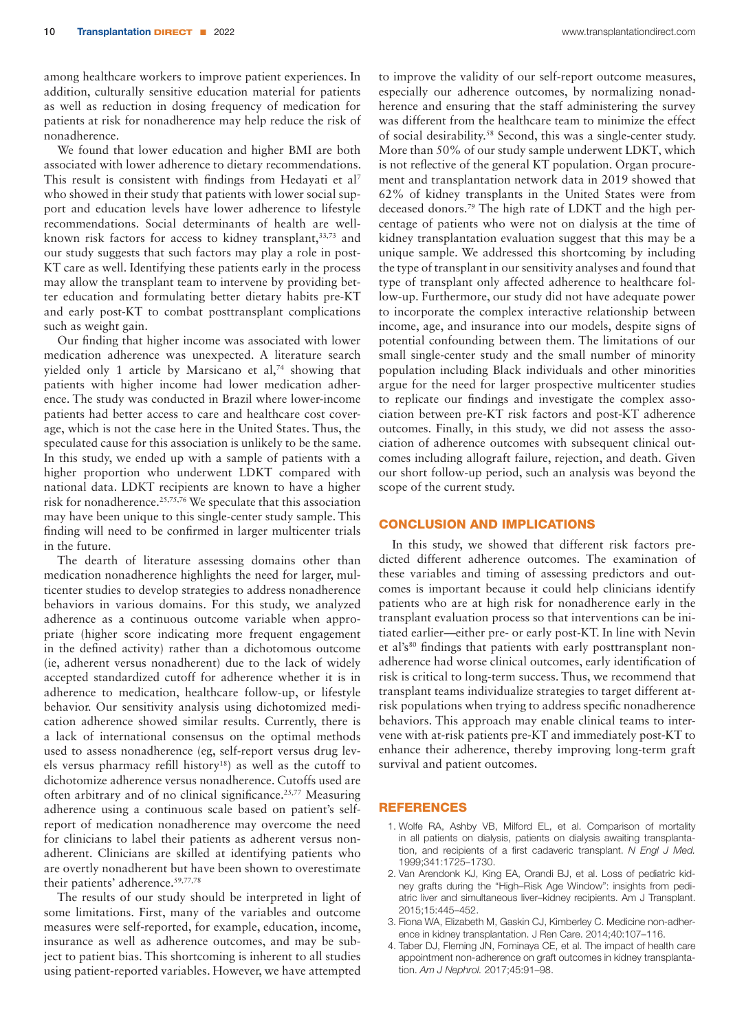among healthcare workers to improve patient experiences. In addition, culturally sensitive education material for patients as well as reduction in dosing frequency of medication for patients at risk for nonadherence may help reduce the risk of nonadherence.

We found that lower education and higher BMI are both associated with lower adherence to dietary recommendations. This result is consistent with findings from Hedayati et al[7] who showed in their study that patients with lower social support and education levels have lower adherence to lifestyle recommendations. Social determinants of health are well-known risk factors for access to kidney transplant,[33,73] and our study suggests that such factors may play a role in post-KT care as well. Identifying these patients early in the process may allow the transplant team to intervene by providing better education and formulating better dietary habits pre-KT and early post-KT to combat posttransplant complications such as weight gain.

Our finding that higher income was associated with lower medication adherence was unexpected. A literature search yielded only 1 article by Marsicano et al,[74] showing that patients with higher income had lower medication adherence. The study was conducted in Brazil where lower-income patients had better access to care and healthcare cost coverage, which is not the case here in the United States. Thus, the speculated cause for this association is unlikely to be the same. In this study, we ended up with a sample of patients with a higher proportion who underwent LDKT compared with national data. LDKT recipients are known to have a higher risk for nonadherence.[25,75,76] We speculate that this association may have been unique to this single-center study sample. This finding will need to be confirmed in larger multicenter trials in the future.

The dearth of literature assessing domains other than medication nonadherence highlights the need for larger, multicenter studies to develop strategies to address nonadherence behaviors in various domains. For this study, we analyzed adherence as a continuous outcome variable when appropriate (higher score indicating more frequent engagement in the defined activity) rather than a dichotomous outcome (ie, adherent versus nonadherent) due to the lack of widely accepted standardized cutoff for adherence whether it is in adherence to medication, healthcare follow-up, or lifestyle behavior. Our sensitivity analysis using dichotomized medication adherence showed similar results. Currently, there is a lack of international consensus on the optimal methods used to assess nonadherence (eg, self-report versus drug levels versus pharmacy refill history[18]) as well as the cutoff to dichotomize adherence versus nonadherence. Cutoffs used are often arbitrary and of no clinical significance.[25,77] Measuring adherence using a continuous scale based on patient's self-report of medication nonadherence may overcome the need for clinicians to label their patients as adherent versus nonadherent. Clinicians are skilled at identifying patients who are overtly nonadherent but have been shown to overestimate their patients' adherence.[59,77,78]

The results of our study should be interpreted in light of some limitations. First, many of the variables and outcome measures were self-reported, for example, education, income, insurance as well as adherence outcomes, and may be subject to patient bias. This shortcoming is inherent to all studies using patient-reported variables. However, we have attempted to improve the validity of our self-report outcome measures, especially our adherence outcomes, by normalizing nonadherence and ensuring that the staff administering the survey was different from the healthcare team to minimize the effect of social desirability.[58] Second, this was a single-center study. More than 50% of our study sample underwent LDKT, which is not reflective of the general KT population. Organ procurement and transplantation network data in 2019 showed that 62% of kidney transplants in the United States were from deceased donors.[79] The high rate of LDKT and the high percentage of patients who were not on dialysis at the time of kidney transplantation evaluation suggest that this may be a unique sample. We addressed this shortcoming by including the type of transplant in our sensitivity analyses and found that type of transplant only affected adherence to healthcare follow-up. Furthermore, our study did not have adequate power to incorporate the complex interactive relationship between income, age, and insurance into our models, despite signs of potential confounding between them. The limitations of our small single-center study and the small number of minority population including Black individuals and other minorities argue for the need for larger prospective multicenter studies to replicate our findings and investigate the complex association between pre-KT risk factors and post-KT adherence outcomes. Finally, in this study, we did not assess the association of adherence outcomes with subsequent clinical outcomes including allograft failure, rejection, and death. Given our short follow-up period, such an analysis was beyond the scope of the current study.

## CONCLUSION AND IMPLICATIONS

In this study, we showed that different risk factors predicted different adherence outcomes. The examination of these variables and timing of assessing predictors and outcomes is important because it could help clinicians identify patients who are at high risk for nonadherence early in the transplant evaluation process so that interventions can be initiated earlier—either pre- or early post-KT. In line with Nevin et al's[80] findings that patients with early posttransplant nonadherence had worse clinical outcomes, early identification of risk is critical to long-term success. Thus, we recommend that transplant teams individualize strategies to target different at-risk populations when trying to address specific nonadherence behaviors. This approach may enable clinical teams to intervene with at-risk patients pre-KT and immediately post-KT to enhance their adherence, thereby improving long-term graft survival and patient outcomes.

## REFERENCES

1. Wolfe RA, Ashby VB, Milford EL, et al. Comparison of mortality in all patients on dialysis, patients on dialysis awaiting transplantation, and recipients of a first cadaveric transplant. *N Engl J Med.* 1999;341:1725–1730.
2. Van Arendonk KJ, King EA, Orandi BJ, et al. Loss of pediatric kidney grafts during the "High-Risk Age Window": insights from pediatric liver and simultaneous liver–kidney recipients. Am J Transplant. 2015;15:445–452.
3. Fiona WA, Elizabeth M, Gaskin CJ, Kimberley C. Medicine non-adherence in kidney transplantation. J Ren Care. 2014;40:107–116.
4. Taber DJ, Fleming JN, Fominaya CE, et al. The impact of health care appointment non-adherence on graft outcomes in kidney transplantation. *Am J Nephrol.* 2017;45:91–98.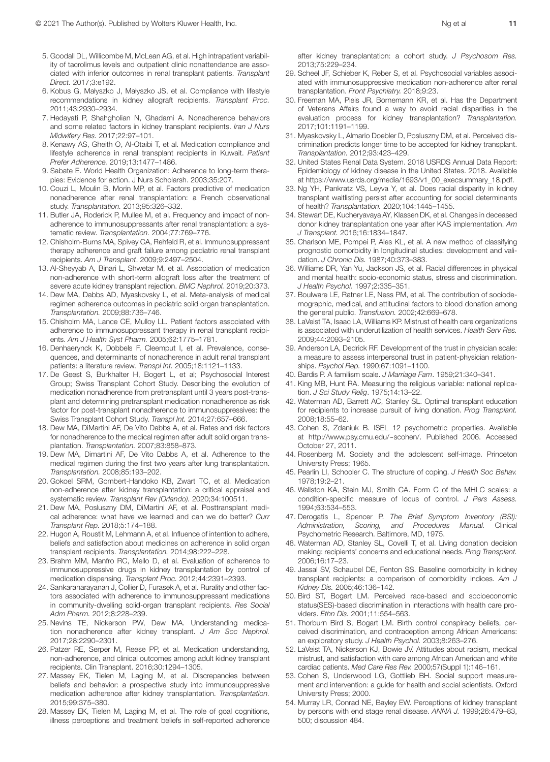5. Goodall DL, Willicombe M, McLean AG, et al. High intrapatient variability of tacrolimus levels and outpatient clinic nonattendance are associated with inferior outcomes in renal transplant patients. *Transplant Direct.* 2017;3:e192.
6. Kobus G, Małyszko J, Małyszko JS, et al. Compliance with lifestyle recommendations in kidney allograft recipients. *Transplant Proc.* 2011;43:2930–2934.
7. Hedayati P, Shahgholian N, Ghadami A. Nonadherence behaviors and some related factors in kidney transplant recipients. *Iran J Nurs Midwifery Res.* 2017;22:97–101.
8. Kenawy AS, Gheith O, Al-Otaibi T, et al. Medication compliance and lifestyle adherence in renal transplant recipients in Kuwait. *Patient Prefer Adherence.* 2019;13:1477–1486.
9. Sabate E. World Health Organization: Adherence to long-term therapies: Evidence for action. J Nurs Scholarsh. 2003;35:207.
10. Couzi L, Moulin B, Morin MP, et al. Factors predictive of medication nonadherence after renal transplantation: a French observational study. *Transplantation.* 2013;95:326–332.
11. Butler JA, Roderick P, Mullee M, et al. Frequency and impact of nonadherence to immunosuppressants after renal transplantation: a systematic review. *Transplantation.* 2004;77:769–776.
12. Chisholm-Burns MA, Spivey CA, Rehfeld R, et al. Immunosuppressant therapy adherence and graft failure among pediatric renal transplant recipients. *Am J Transplant*. 2009;9:2497–2504.
13. Al-Sheyyab A, Binari L, Shwetar M, et al. Association of medication non-adherence with short-term allograft loss after the treatment of severe acute kidney transplant rejection. *BMC Nephrol.* 2019;20:373.
14. Dew MA, Dabbs AD, Myaskovsky L, et al. Meta-analysis of medical regimen adherence outcomes in pediatric solid organ transplantation. *Transplantation.* 2009;88:736–746.
15. Chisholm MA, Lance CE, Mulloy LL. Patient factors associated with adherence to immunosuppressant therapy in renal transplant recipients. *Am J Health Syst Pharm.* 2005;62:1775–1781.
16. Denhaerynck K, Dobbels F, Cleemput I, et al. Prevalence, consequences, and determinants of nonadherence in adult renal transplant patients: a literature review. *Transpl Int.* 2005;18:1121–1133.
17. De Geest S, Burkhalter H, Bogert L, et al; Psychosocial Interest Group; Swiss Transplant Cohort Study. Describing the evolution of medication nonadherence from pretransplant until 3 years post-transplant and determining pretransplant medication nonadherence as risk factor for post-transplant nonadherence to immunosuppressives: the Swiss Transplant Cohort Study. *Transpl Int.* 2014;27:657–666.
18. Dew MA, DiMartini AF, De Vito Dabbs A, et al. Rates and risk factors for nonadherence to the medical regimen after adult solid organ transplantation. *Transplantation.* 2007;83:858–873.
19. Dew MA, Dimartini AF, De Vito Dabbs A, et al. Adherence to the medical regimen during the first two years after lung transplantation. *Transplantation.* 2008;85:193–202.
20. Gokoel SRM, Gombert-Handoko KB, Zwart TC, et al. Medication non-adherence after kidney transplantation: a critical appraisal and systematic review. *Transplant Rev (Orlando).* 2020;34:100511.
21. Dew MA, Posluszny DM, DiMartini AF, et al. Posttransplant medical adherence: what have we learned and can we do better? *Curr Transplant Rep.* 2018;5:174–188.
22. Hugon A, Roustit M, Lehmann A, et al. Influence of intention to adhere, beliefs and satisfaction about medicines on adherence in solid organ transplant recipients. *Transplantation.* 2014;98:222–228.
23. Brahm MM, Manfro RC, Mello D, et al. Evaluation of adherence to immunosuppressive drugs in kidney transplantation by control of medication dispensing. *Transplant Proc.* 2012;44:2391–2393.
24. Sankaranarayanan J, Collier D, Furasek A, et al. Rurality and other factors associated with adherence to immunosuppressant medications in community-dwelling solid-organ transplant recipients. *Res Social Adm Pharm.* 2012;8:228–239.
25. Nevins TE, Nickerson PW, Dew MA. Understanding medication nonadherence after kidney transplant. *J Am Soc Nephrol.* 2017;28:2290–2301.
26. Patzer RE, Serper M, Reese PP, et al. Medication understanding, non-adherence, and clinical outcomes among adult kidney transplant recipients. Clin Transplant. 2016;30:1294–1305.
27. Massey EK, Tielen M, Laging M, et al. Discrepancies between beliefs and behavior: a prospective study into immunosuppressive medication adherence after kidney transplantation. *Transplantation.* 2015;99:375–380.
28. Massey EK, Tielen M, Laging M, et al. The role of goal cognitions, illness perceptions and treatment beliefs in self-reported adherence after kidney transplantation: a cohort study. *J Psychosom Res.* 2013;75:229–234.
29. Scheel JF, Schieber K, Reber S, et al. Psychosocial variables associated with immunosuppressive medication non-adherence after renal transplantation. *Front Psychiatry.* 2018;9:23.
30. Freeman MA, Pleis JR, Bornemann KR, et al. Has the Department of Veterans Affairs found a way to avoid racial disparities in the evaluation process for kidney transplantation? *Transplantation.* 2017;101:1191–1199.
31. Myaskovsky L, Almario Doebler D, Posluszny DM, et al. Perceived discrimination predicts longer time to be accepted for kidney transplant. *Transplantation.* 2012;93:423–429.
32. United States Renal Data System. 2018 USRDS Annual Data Report: Epidemiology of kidney disease in the United States. 2018. Available at https://www.usrds.org/media/1693/v1_00_execsummary_18.pdf.
33. Ng YH, Pankratz VS, Leyva Y, et al. Does racial disparity in kidney transplant waitlisting persist after accounting for social determinants of health? *Transplantation.* 2020;104:1445–1455.
34. Stewart DE, Kucheryavaya AY, Klassen DK, et al. Changes in deceased donor kidney transplantation one year after KAS implementation. *Am J Transplant.* 2016;16:1834–1847.
35. Charlson ME, Pompei P, Ales KL, et al. A new method of classifying prognostic comorbidity in longitudinal studies: development and validation. *J Chronic Dis.* 1987;40:373–383.
36. Williams DR, Yan Yu, Jackson JS, et al. Racial differences in physical and mental health: socio-economic status, stress and discrimination. *J Health Psychol.* 1997;2:335–351.
37. Boulware LE, Ratner LE, Ness PM, et al. The contribution of sociodemographic, medical, and attitudinal factors to blood donation among the general public. *Transfusion.* 2002;42:669–678.
38. LaVeist TA, Isaac LA, Williams KP. Mistrust of health care organizations is associated with underutilization of health services. *Health Serv Res.* 2009;44:2093–2105.
39. Anderson LA, Dedrick RF. Development of the trust in physician scale: a measure to assess interpersonal trust in patient-physician relationships. *Psychol Rep.* 1990;67:1091–1100.
40. Bardis P. A familism scale. *J Marriage Fam*. 1959;21:340–341.
41. King MB, Hunt RA. Measuring the religious variable: national replication. *J Sci Study Relig*. 1975;14:13–22.
42. Waterman AD, Barrett AC, Stanley SL. Optimal transplant education for recipients to increase pursuit of living donation. *Prog Transplant.* 2008;18:55–62.
43. Cohen S, Zdaniuk B. ISEL 12 psychometric properties. Available at http://www.psy.cmu.edu/~scohen/. Published 2006. Accessed October 27, 2011.
44. Rosenberg M. Society and the adolescent self-image. Princeton University Press; 1965.
45. Pearlin LI, Schooler C. The structure of coping. *J Health Soc Behav.* 1978;19:2–21.
46. Wallston KA, Stein MJ, Smith CA. Form C of the MHLC scales: a condition-specific measure of locus of control. *J Pers Assess.* 1994;63:534–553.
47. Derogatis L, Spencer P. *The Brief Symptom Inventory (BSI): Administration, Scoring, and Procedures Manual.* Clinical Psychometric Research. Baltimore, MD, 1975.
48. Waterman AD, Stanley SL, Covelli T, et al. Living donation decision making: recipients' concerns and educational needs. *Prog Transplant.* 2006;16:17–23.
49. Jassal SV, Schaubel DE, Fenton SS. Baseline comorbidity in kidney transplant recipients: a comparison of comorbidity indices. *Am J Kidney Dis.* 2005;46:136–142.
50. Bird ST, Bogart LM. Perceived race-based and socioeconomic status(SES)-based discrimination in interactions with health care providers. *Ethn Dis.* 2001;11:554–563.
51. Thorburn Bird S, Bogart LM. Birth control conspiracy beliefs, perceived discrimination, and contraception among African Americans: an exploratory study. *J Health Psychol.* 2003;8:263–276.
52. LaVeist TA, Nickerson KJ, Bowie JV. Attitudes about racism, medical mistrust, and satisfaction with care among African American and white cardiac patients. *Med Care Res Rev.* 2000;57(Suppl 1):146–161.
53. Cohen S, Underwood LG, Gottlieb BH. Social support measurement and intervention: a guide for health and social scientists. Oxford University Press; 2000.
54. Murray LR, Conrad NE, Bayley EW. Perceptions of kidney transplant by persons with end stage renal disease. *ANNA J.* 1999;26:479–83, 500; discussion 484.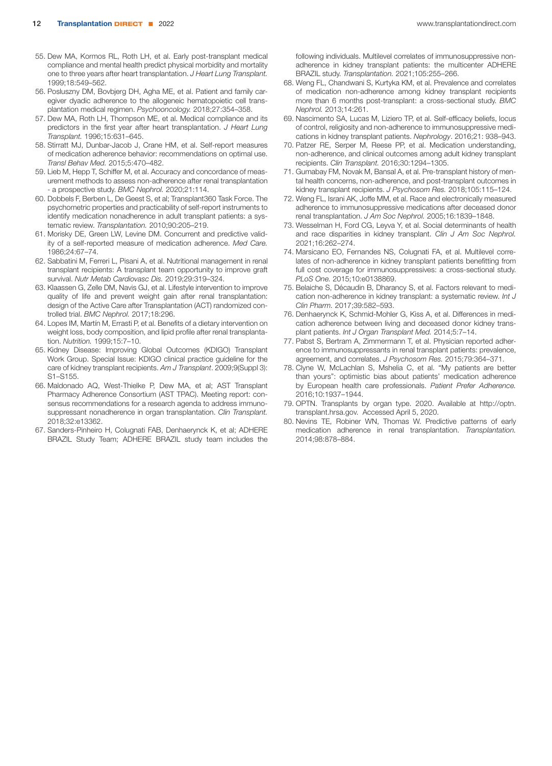55. Dew MA, Kormos RL, Roth LH, et al. Early post-transplant medical compliance and mental health predict physical morbidity and mortality one to three years after heart transplantation. *J Heart Lung Transplant.* 1999;18:549–562.
56. Posluszny DM, Bovbjerg DH, Agha ME, et al. Patient and family caregiver dyadic adherence to the allogeneic hematopoietic cell transplantation medical regimen. *Psychooncology.* 2018;27:354–358.
57. Dew MA, Roth LH, Thompson ME, et al. Medical compliance and its predictors in the first year after heart transplantation. *J Heart Lung Transplant.* 1996;15:631–645.
58. Stirratt MJ, Dunbar-Jacob J, Crane HM, et al. Self-report measures of medication adherence behavior: recommendations on optimal use. *Transl Behav Med.* 2015;5:470–482.
59. Lieb M, Hepp T, Schiffer M, et al. Accuracy and concordance of measurement methods to assess non-adherence after renal transplantation - a prospective study. *BMC Nephrol.* 2020;21:114.
60. Dobbels F, Berben L, De Geest S, et al; Transplant360 Task Force. The psychometric properties and practicability of self-report instruments to identify medication nonadherence in adult transplant patients: a systematic review. *Transplantation.* 2010;90:205–219.
61. Morisky DE, Green LW, Levine DM. Concurrent and predictive validity of a self-reported measure of medication adherence. *Med Care.* 1986;24:67–74.
62. Sabbatini M, Ferreri L, Pisani A, et al. Nutritional management in renal transplant recipients: A transplant team opportunity to improve graft survival. *Nutr Metab Cardiovasc Dis.* 2019;29:319–324.
63. Klaassen G, Zelle DM, Navis GJ, et al. Lifestyle intervention to improve quality of life and prevent weight gain after renal transplantation: design of the Active Care after Transplantation (ACT) randomized controlled trial. *BMC Nephrol.* 2017;18:296.
64. Lopes IM, Martín M, Errasti P, et al. Benefits of a dietary intervention on weight loss, body composition, and lipid profile after renal transplantation. *Nutrition.* 1999;15:7–10.
65. Kidney Disease: Improving Global Outcomes (KDIGO) Transplant Work Group. Special Issue: KDIGO clinical practice guideline for the care of kidney transplant recipients. *Am J Transplant*. 2009;9(Suppl 3):S1–S155.
66. Maldonado AQ, West-Thielke P, Dew MA, et al; AST Transplant Pharmacy Adherence Consortium (AST TPAC). Meeting report: consensus recommendations for a research agenda to address immunosuppressant nonadherence in organ transplantation. *Clin Transplant.* 2018;32:e13362.
67. Sanders-Pinheiro H, Colugnati FAB, Denhaerynck K, et al; ADHERE BRAZIL Study Team; ADHERE BRAZIL study team includes the following individuals. Multilevel correlates of immunosuppressive nonadherence in kidney transplant patients: the multicenter ADHERE BRAZIL study. *Transplantation.* 2021;105:255–266.
68. Weng FL, Chandwani S, Kurtyka KM, et al. Prevalence and correlates of medication non-adherence among kidney transplant recipients more than 6 months post-transplant: a cross-sectional study. *BMC Nephrol.* 2013;14:261.
69. Nascimento SA, Lucas M, Liziero TP, et al. Self-efficacy beliefs, locus of control, religiosity and non-adherence to immunosuppressive medications in kidney transplant patients. *Nephrology*. 2016;21: 938–943.
70. Patzer RE, Serper M, Reese PP, et al. Medication understanding, non-adherence, and clinical outcomes among adult kidney transplant recipients. *Clin Transplant.* 2016;30:1294–1305.
71. Gumabay FM, Novak M, Bansal A, et al. Pre-transplant history of mental health concerns, non-adherence, and post-transplant outcomes in kidney transplant recipients. *J Psychosom Res.* 2018;105:115–124.
72. Weng FL, Israni AK, Joffe MM, et al. Race and electronically measured adherence to immunosuppressive medications after deceased donor renal transplantation. *J Am Soc Nephrol.* 2005;16:1839–1848.
73. Wesselman H, Ford CG, Leyva Y, et al. Social determinants of health and race disparities in kidney transplant. *Clin J Am Soc Nephrol.* 2021;16:262–274.
74. Marsicano EO, Fernandes NS, Colugnati FA, et al. Multilevel correlates of non-adherence in kidney transplant patients benefitting from full cost coverage for immunosuppressives: a cross-sectional study. *PLoS One.* 2015;10:e0138869.
75. Belaiche S, Décaudin B, Dharancy S, et al. Factors relevant to medication non-adherence in kidney transplant: a systematic review. *Int J Clin Pharm.* 2017;39:582–593.
76. Denhaerynck K, Schmid-Mohler G, Kiss A, et al. Differences in medication adherence between living and deceased donor kidney transplant patients. *Int J Organ Transplant Med.* 2014;5:7–14.
77. Pabst S, Bertram A, Zimmermann T, et al. Physician reported adherence to immunosuppressants in renal transplant patients: prevalence, agreement, and correlates. *J Psychosom Res.* 2015;79:364–371.
78. Clyne W, McLachlan S, Mshelia C, et al. "My patients are better than yours": optimistic bias about patients' medication adherence by European health care professionals. *Patient Prefer Adherence.* 2016;10:1937–1944.
79. OPTN. Transplants by organ type. 2020. Available at http://optn.transplant.hrsa.gov. Accessed April 5, 2020.
80. Nevins TE, Robiner WN, Thomas W. Predictive patterns of early medication adherence in renal transplantation. *Transplantation.* 2014;98:878–884.